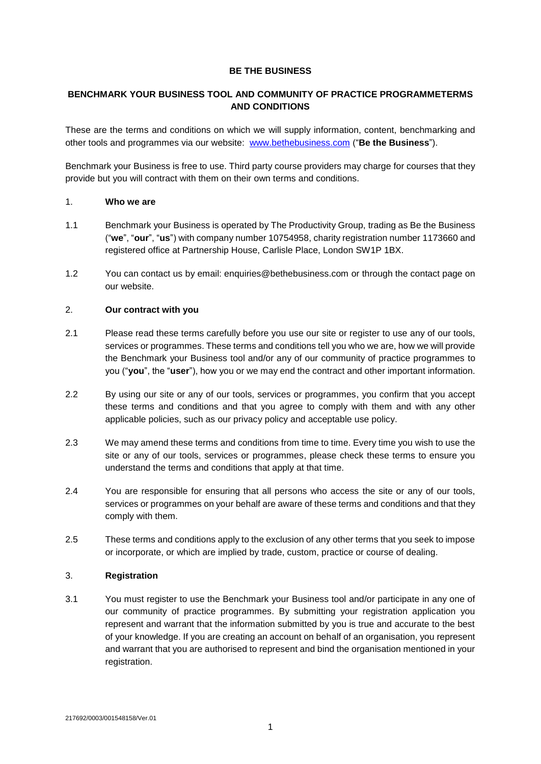# BE THE BUSINESS

## BENCHMARK YOUR BUSINESS TOOL AND COMMUNITY OF PRACTICE PROGRAMMETERMS AND CONDITIONS

These are the terms and conditions on which we will supply information, content, benchmarking and other tools and programmes via our website: www.bethebusiness.com ("**Be the Business**").

Benchmark your Business is free to use. Third party course providers may charge for courses that they provide but you will contract with them on their own terms and conditions.

1. **Who we are**

1.1 Benchmark your Business is operated by The Productivity Group, trading as Be the Business ("**we**", "**our**", "**us**") with company number 10754958, charity registration number 1173660 and registered office at Partnership House, Carlisle Place, London SW1P 1BX.

1.2 You can contact us by email: enquiries@bethebusiness.com or through the contact page on our website.

2. **Our contract with you**

2.1 Please read these terms carefully before you use our site or register to use any of our tools, services or programmes. These terms and conditions tell you who we are, how we will provide the Benchmark your Business tool and/or any of our community of practice programmes to you ("**you**", the "**user**"), how you or we may end the contract and other important information.

2.2 By using our site or any of our tools, services or programmes, you confirm that you accept these terms and conditions and that you agree to comply with them and with any other applicable policies, such as our privacy policy and acceptable use policy.

2.3 We may amend these terms and conditions from time to time. Every time you wish to use the site or any of our tools, services or programmes, please check these terms to ensure you understand the terms and conditions that apply at that time.

2.4 You are responsible for ensuring that all persons who access the site or any of our tools, services or programmes on your behalf are aware of these terms and conditions and that they comply with them.

2.5 These terms and conditions apply to the exclusion of any other terms that you seek to impose or incorporate, or which are implied by trade, custom, practice or course of dealing.

3. **Registration**

3.1 You must register to use the Benchmark your Business tool and/or participate in any one of our community of practice programmes. By submitting your registration application you represent and warrant that the information submitted by you is true and accurate to the best of your knowledge. If you are creating an account on behalf of an organisation, you represent and warrant that you are authorised to represent and bind the organisation mentioned in your registration.

217692/0003/001548158/Ver.01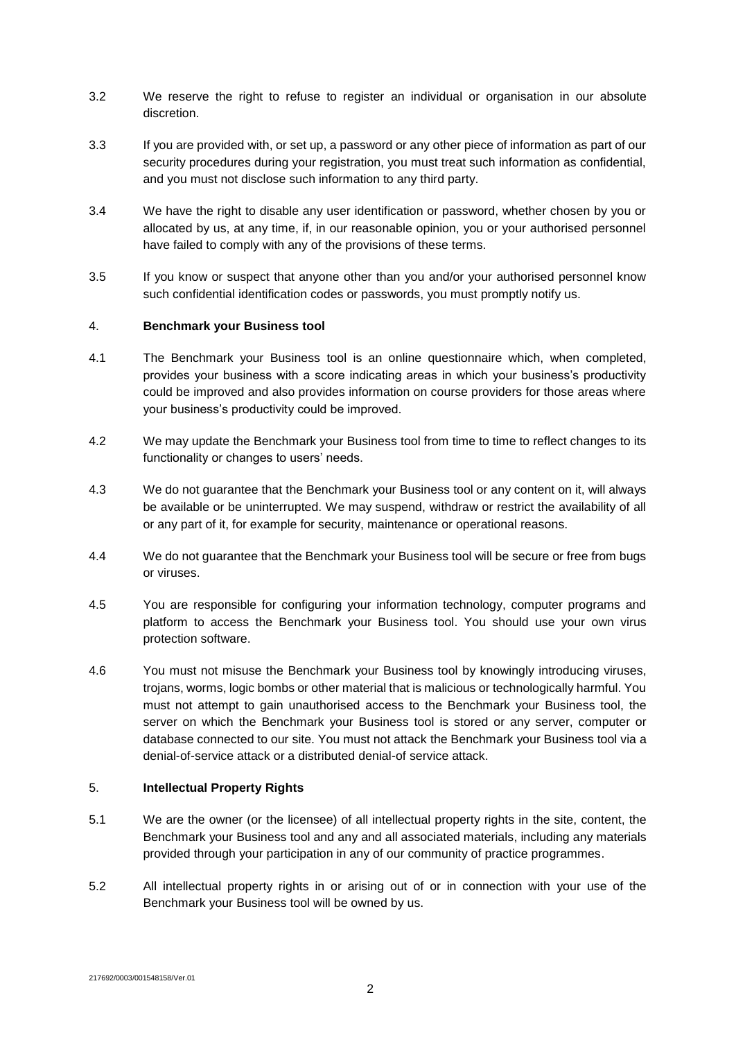3.2 We reserve the right to refuse to register an individual or organisation in our absolute discretion.

3.3 If you are provided with, or set up, a password or any other piece of information as part of our security procedures during your registration, you must treat such information as confidential, and you must not disclose such information to any third party.

3.4 We have the right to disable any user identification or password, whether chosen by you or allocated by us, at any time, if, in our reasonable opinion, you or your authorised personnel have failed to comply with any of the provisions of these terms.

3.5 If you know or suspect that anyone other than you and/or your authorised personnel know such confidential identification codes or passwords, you must promptly notify us.

## 4. **Benchmark your Business tool**

4.1 The Benchmark your Business tool is an online questionnaire which, when completed, provides your business with a score indicating areas in which your business's productivity could be improved and also provides information on course providers for those areas where your business's productivity could be improved.

4.2 We may update the Benchmark your Business tool from time to time to reflect changes to its functionality or changes to users' needs.

4.3 We do not guarantee that the Benchmark your Business tool or any content on it, will always be available or be uninterrupted. We may suspend, withdraw or restrict the availability of all or any part of it, for example for security, maintenance or operational reasons.

4.4 We do not guarantee that the Benchmark your Business tool will be secure or free from bugs or viruses.

4.5 You are responsible for configuring your information technology, computer programs and platform to access the Benchmark your Business tool. You should use your own virus protection software.

4.6 You must not misuse the Benchmark your Business tool by knowingly introducing viruses, trojans, worms, logic bombs or other material that is malicious or technologically harmful. You must not attempt to gain unauthorised access to the Benchmark your Business tool, the server on which the Benchmark your Business tool is stored or any server, computer or database connected to our site. You must not attack the Benchmark your Business tool via a denial-of-service attack or a distributed denial-of service attack.

## 5. **Intellectual Property Rights**

5.1 We are the owner (or the licensee) of all intellectual property rights in the site, content, the Benchmark your Business tool and any and all associated materials, including any materials provided through your participation in any of our community of practice programmes.

5.2 All intellectual property rights in or arising out of or in connection with your use of the Benchmark your Business tool will be owned by us.

217692/0003/001548158/Ver.01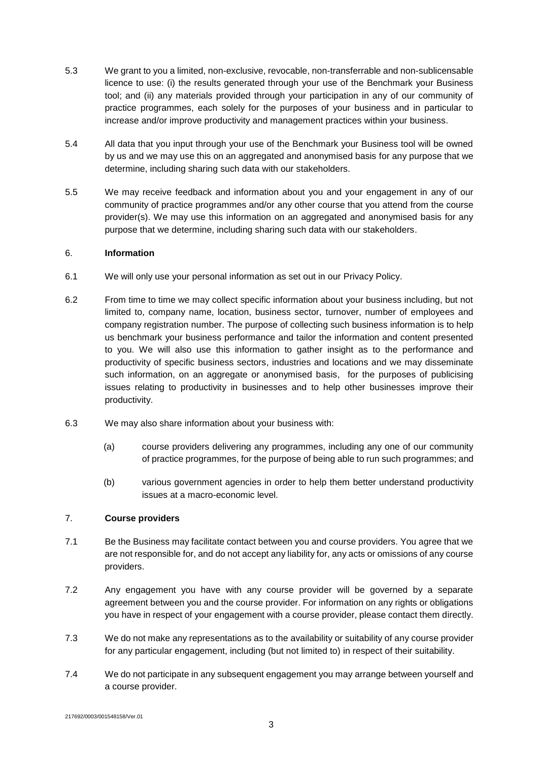5.3 We grant to you a limited, non-exclusive, revocable, non-transferrable and non-sublicensable licence to use: (i) the results generated through your use of the Benchmark your Business tool; and (ii) any materials provided through your participation in any of our community of practice programmes, each solely for the purposes of your business and in particular to increase and/or improve productivity and management practices within your business.

5.4 All data that you input through your use of the Benchmark your Business tool will be owned by us and we may use this on an aggregated and anonymised basis for any purpose that we determine, including sharing such data with our stakeholders.

5.5 We may receive feedback and information about you and your engagement in any of our community of practice programmes and/or any other course that you attend from the course provider(s). We may use this information on an aggregated and anonymised basis for any purpose that we determine, including sharing such data with our stakeholders.

## 6. Information

6.1 We will only use your personal information as set out in our Privacy Policy.

6.2 From time to time we may collect specific information about your business including, but not limited to, company name, location, business sector, turnover, number of employees and company registration number. The purpose of collecting such business information is to help us benchmark your business performance and tailor the information and content presented to you. We will also use this information to gather insight as to the performance and productivity of specific business sectors, industries and locations and we may disseminate such information, on an aggregate or anonymised basis, for the purposes of publicising issues relating to productivity in businesses and to help other businesses improve their productivity.

6.3 We may also share information about your business with:

(a) course providers delivering any programmes, including any one of our community of practice programmes, for the purpose of being able to run such programmes; and

(b) various government agencies in order to help them better understand productivity issues at a macro-economic level.

## 7. Course providers

7.1 Be the Business may facilitate contact between you and course providers. You agree that we are not responsible for, and do not accept any liability for, any acts or omissions of any course providers.

7.2 Any engagement you have with any course provider will be governed by a separate agreement between you and the course provider. For information on any rights or obligations you have in respect of your engagement with a course provider, please contact them directly.

7.3 We do not make any representations as to the availability or suitability of any course provider for any particular engagement, including (but not limited to) in respect of their suitability.

7.4 We do not participate in any subsequent engagement you may arrange between yourself and a course provider.

217692/0003/001548158/Ver.01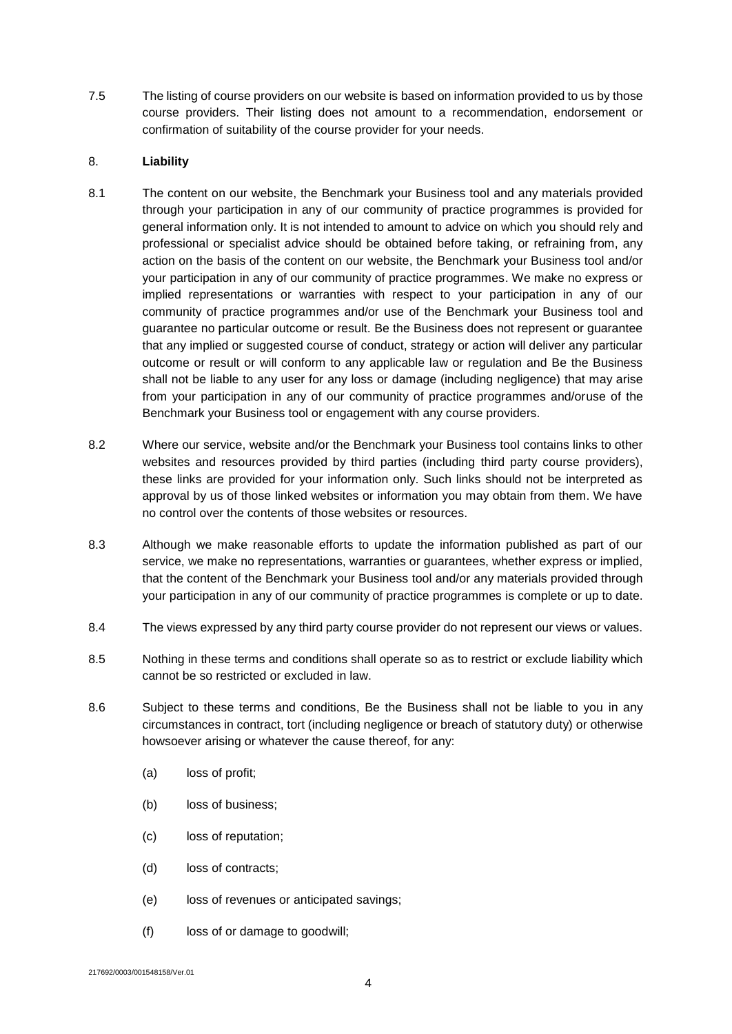7.5 The listing of course providers on our website is based on information provided to us by those course providers. Their listing does not amount to a recommendation, endorsement or confirmation of suitability of the course provider for your needs.

## 8. **Liability**

8.1 The content on our website, the Benchmark your Business tool and any materials provided through your participation in any of our community of practice programmes is provided for general information only. It is not intended to amount to advice on which you should rely and professional or specialist advice should be obtained before taking, or refraining from, any action on the basis of the content on our website, the Benchmark your Business tool and/or your participation in any of our community of practice programmes. We make no express or implied representations or warranties with respect to your participation in any of our community of practice programmes and/or use of the Benchmark your Business tool and guarantee no particular outcome or result. Be the Business does not represent or guarantee that any implied or suggested course of conduct, strategy or action will deliver any particular outcome or result or will conform to any applicable law or regulation and Be the Business shall not be liable to any user for any loss or damage (including negligence) that may arise from your participation in any of our community of practice programmes and/oruse of the Benchmark your Business tool or engagement with any course providers.

8.2 Where our service, website and/or the Benchmark your Business tool contains links to other websites and resources provided by third parties (including third party course providers), these links are provided for your information only. Such links should not be interpreted as approval by us of those linked websites or information you may obtain from them. We have no control over the contents of those websites or resources.

8.3 Although we make reasonable efforts to update the information published as part of our service, we make no representations, warranties or guarantees, whether express or implied, that the content of the Benchmark your Business tool and/or any materials provided through your participation in any of our community of practice programmes is complete or up to date.

8.4 The views expressed by any third party course provider do not represent our views or values.

8.5 Nothing in these terms and conditions shall operate so as to restrict or exclude liability which cannot be so restricted or excluded in law.

8.6 Subject to these terms and conditions, Be the Business shall not be liable to you in any circumstances in contract, tort (including negligence or breach of statutory duty) or otherwise howsoever arising or whatever the cause thereof, for any:

- (a) loss of profit;
- (b) loss of business;
- (c) loss of reputation;
- (d) loss of contracts;
- (e) loss of revenues or anticipated savings;
- (f) loss of or damage to goodwill;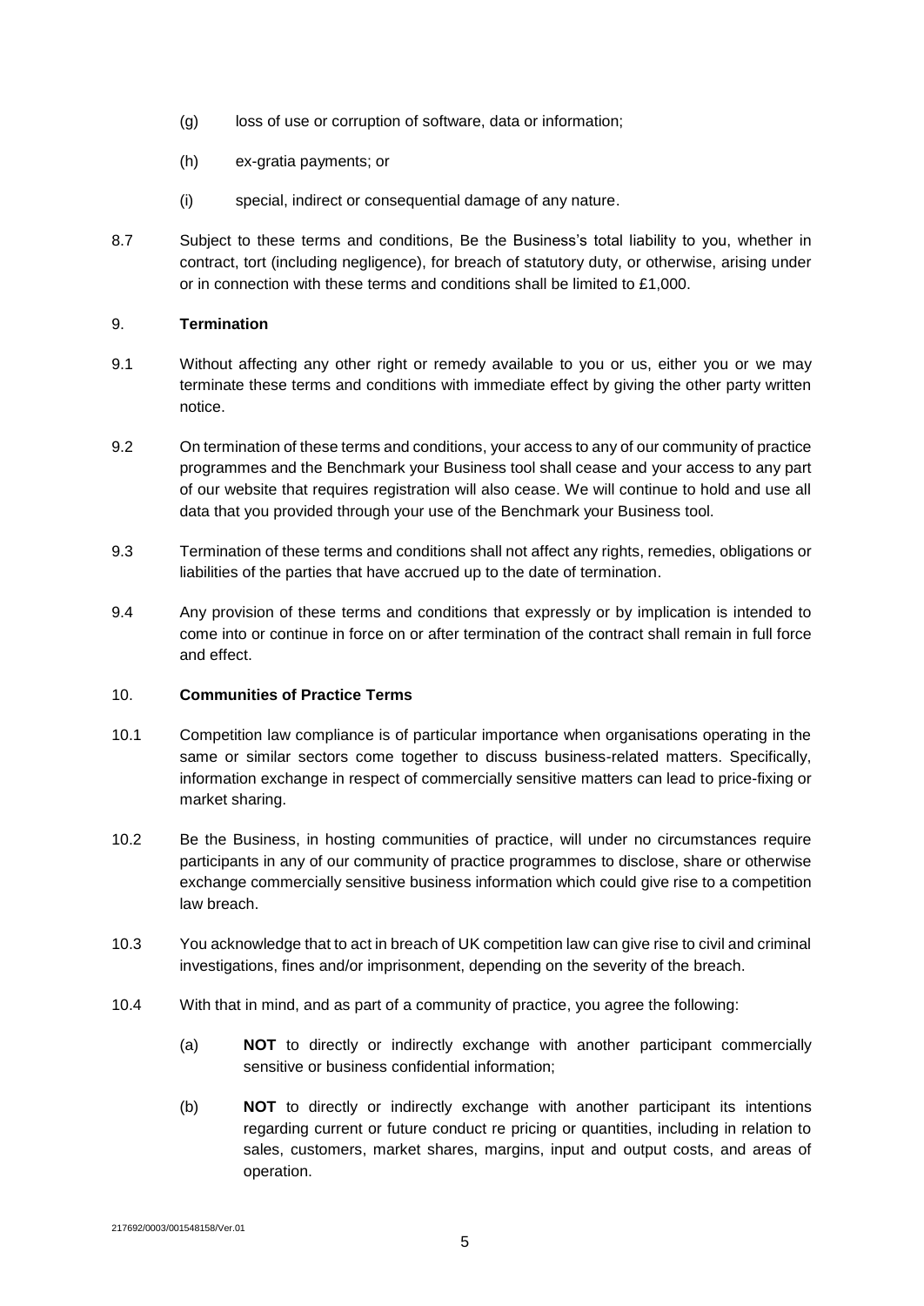(g) loss of use or corruption of software, data or information;

(h) ex-gratia payments; or

(i) special, indirect or consequential damage of any nature.

8.7 Subject to these terms and conditions, Be the Business's total liability to you, whether in contract, tort (including negligence), for breach of statutory duty, or otherwise, arising under or in connection with these terms and conditions shall be limited to £1,000.

## 9. **Termination**

9.1 Without affecting any other right or remedy available to you or us, either you or we may terminate these terms and conditions with immediate effect by giving the other party written notice.

9.2 On termination of these terms and conditions, your access to any of our community of practice programmes and the Benchmark your Business tool shall cease and your access to any part of our website that requires registration will also cease. We will continue to hold and use all data that you provided through your use of the Benchmark your Business tool.

9.3 Termination of these terms and conditions shall not affect any rights, remedies, obligations or liabilities of the parties that have accrued up to the date of termination.

9.4 Any provision of these terms and conditions that expressly or by implication is intended to come into or continue in force on or after termination of the contract shall remain in full force and effect.

## 10. **Communities of Practice Terms**

10.1 Competition law compliance is of particular importance when organisations operating in the same or similar sectors come together to discuss business-related matters. Specifically, information exchange in respect of commercially sensitive matters can lead to price-fixing or market sharing.

10.2 Be the Business, in hosting communities of practice, will under no circumstances require participants in any of our community of practice programmes to disclose, share or otherwise exchange commercially sensitive business information which could give rise to a competition law breach.

10.3 You acknowledge that to act in breach of UK competition law can give rise to civil and criminal investigations, fines and/or imprisonment, depending on the severity of the breach.

10.4 With that in mind, and as part of a community of practice, you agree the following:

(a) **NOT** to directly or indirectly exchange with another participant commercially sensitive or business confidential information;

(b) **NOT** to directly or indirectly exchange with another participant its intentions regarding current or future conduct re pricing or quantities, including in relation to sales, customers, market shares, margins, input and output costs, and areas of operation.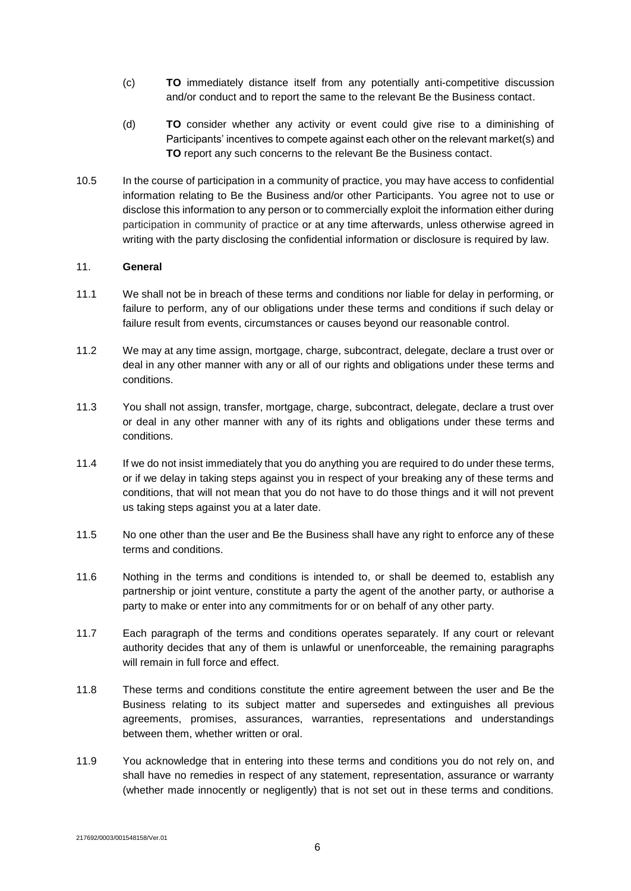(c) **TO** immediately distance itself from any potentially anti-competitive discussion and/or conduct and to report the same to the relevant Be the Business contact.

(d) **TO** consider whether any activity or event could give rise to a diminishing of Participants' incentives to compete against each other on the relevant market(s) and **TO** report any such concerns to the relevant Be the Business contact.

10.5 In the course of participation in a community of practice, you may have access to confidential information relating to Be the Business and/or other Participants. You agree not to use or disclose this information to any person or to commercially exploit the information either during participation in community of practice or at any time afterwards, unless otherwise agreed in writing with the party disclosing the confidential information or disclosure is required by law.

## 11. **General**

11.1 We shall not be in breach of these terms and conditions nor liable for delay in performing, or failure to perform, any of our obligations under these terms and conditions if such delay or failure result from events, circumstances or causes beyond our reasonable control.

11.2 We may at any time assign, mortgage, charge, subcontract, delegate, declare a trust over or deal in any other manner with any or all of our rights and obligations under these terms and conditions.

11.3 You shall not assign, transfer, mortgage, charge, subcontract, delegate, declare a trust over or deal in any other manner with any of its rights and obligations under these terms and conditions.

11.4 If we do not insist immediately that you do anything you are required to do under these terms, or if we delay in taking steps against you in respect of your breaking any of these terms and conditions, that will not mean that you do not have to do those things and it will not prevent us taking steps against you at a later date.

11.5 No one other than the user and Be the Business shall have any right to enforce any of these terms and conditions.

11.6 Nothing in the terms and conditions is intended to, or shall be deemed to, establish any partnership or joint venture, constitute a party the agent of the another party, or authorise a party to make or enter into any commitments for or on behalf of any other party.

11.7 Each paragraph of the terms and conditions operates separately. If any court or relevant authority decides that any of them is unlawful or unenforceable, the remaining paragraphs will remain in full force and effect.

11.8 These terms and conditions constitute the entire agreement between the user and Be the Business relating to its subject matter and supersedes and extinguishes all previous agreements, promises, assurances, warranties, representations and understandings between them, whether written or oral.

11.9 You acknowledge that in entering into these terms and conditions you do not rely on, and shall have no remedies in respect of any statement, representation, assurance or warranty (whether made innocently or negligently) that is not set out in these terms and conditions.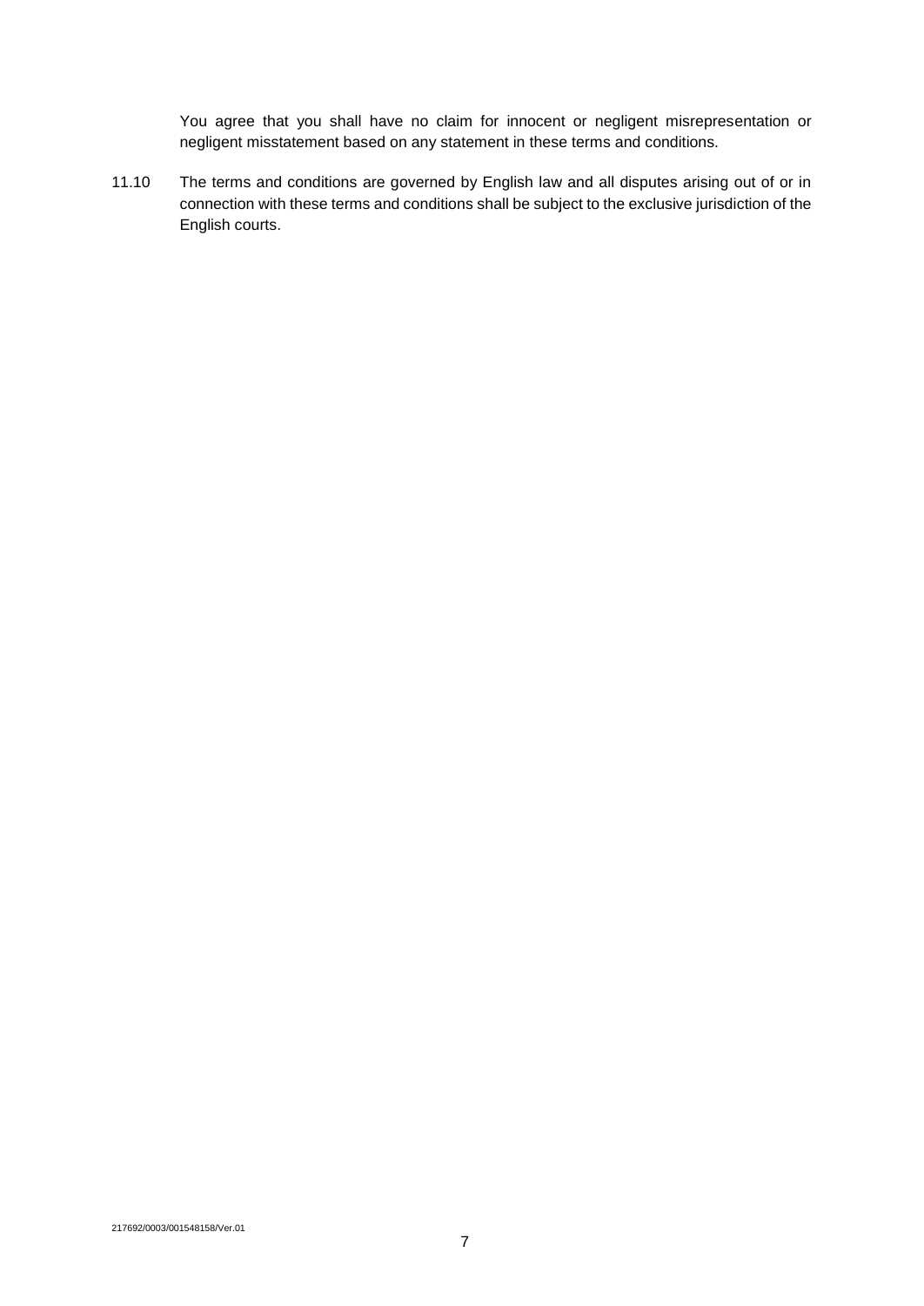You agree that you shall have no claim for innocent or negligent misrepresentation or negligent misstatement based on any statement in these terms and conditions.

11.10 The terms and conditions are governed by English law and all disputes arising out of or in connection with these terms and conditions shall be subject to the exclusive jurisdiction of the English courts.